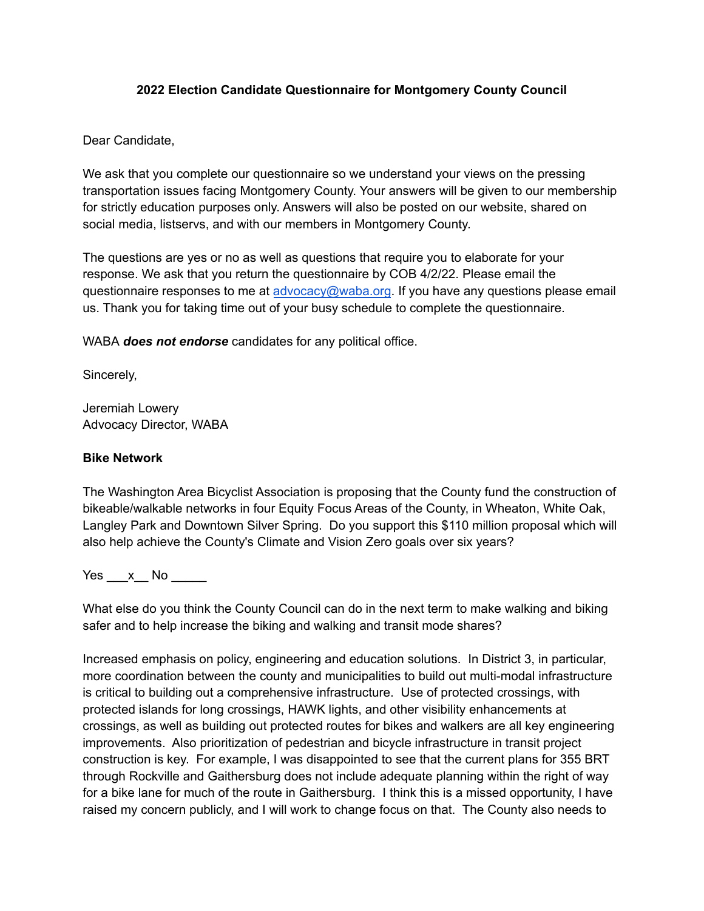**2022 Election Candidate Questionnaire for Montgomery County Council**

Dear Candidate,

We ask that you complete our questionnaire so we understand your views on the pressing transportation issues facing Montgomery County. Your answers will be given to our membership for strictly education purposes only. Answers will also be posted on our website, shared on social media, listservs, and with our members in Montgomery County.

The questions are yes or no as well as questions that require you to elaborate for your response. We ask that you return the questionnaire by COB 4/2/22. Please email the questionnaire responses to me at [advocacy@waba.org](mailto:advocacy@waba.org). If you have any questions please email us. Thank you for taking time out of your busy schedule to complete the questionnaire.

WABA ***does not endorse*** candidates for any political office.

Sincerely,

Jeremiah Lowery
Advocacy Director, WABA

**Bike Network**

The Washington Area Bicyclist Association is proposing that the County fund the construction of bikeable/walkable networks in four Equity Focus Areas of the County, in Wheaton, White Oak, Langley Park and Downtown Silver Spring. Do you support this $110 million proposal which will also help achieve the County's Climate and Vision Zero goals over six years?

Yes ___x__ No _____

What else do you think the County Council can do in the next term to make walking and biking safer and to help increase the biking and walking and transit mode shares?

Increased emphasis on policy, engineering and education solutions. In District 3, in particular, more coordination between the county and municipalities to build out multi-modal infrastructure is critical to building out a comprehensive infrastructure. Use of protected crossings, with protected islands for long crossings, HAWK lights, and other visibility enhancements at crossings, as well as building out protected routes for bikes and walkers are all key engineering improvements. Also prioritization of pedestrian and bicycle infrastructure in transit project construction is key. For example, I was disappointed to see that the current plans for 355 BRT through Rockville and Gaithersburg does not include adequate planning within the right of way for a bike lane for much of the route in Gaithersburg. I think this is a missed opportunity, I have raised my concern publicly, and I will work to change focus on that. The County also needs to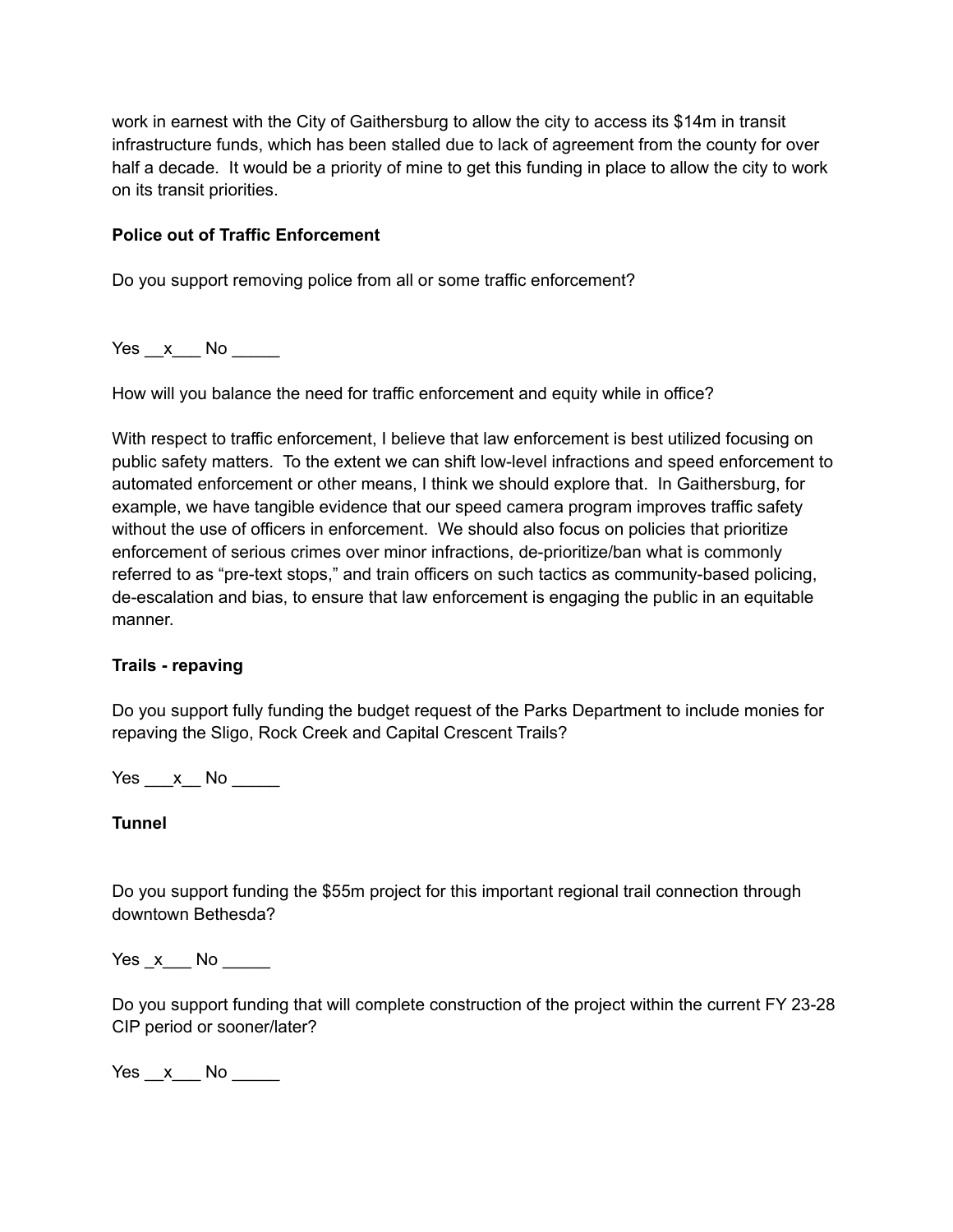work in earnest with the City of Gaithersburg to allow the city to access its $14m in transit infrastructure funds, which has been stalled due to lack of agreement from the county for over half a decade. It would be a priority of mine to get this funding in place to allow the city to work on its transit priorities.

**Police out of Traffic Enforcement**

Do you support removing police from all or some traffic enforcement?

Yes __x___ No _____

How will you balance the need for traffic enforcement and equity while in office?

With respect to traffic enforcement, I believe that law enforcement is best utilized focusing on public safety matters. To the extent we can shift low-level infractions and speed enforcement to automated enforcement or other means, I think we should explore that. In Gaithersburg, for example, we have tangible evidence that our speed camera program improves traffic safety without the use of officers in enforcement. We should also focus on policies that prioritize enforcement of serious crimes over minor infractions, de-prioritize/ban what is commonly referred to as "pre-text stops," and train officers on such tactics as community-based policing, de-escalation and bias, to ensure that law enforcement is engaging the public in an equitable manner.

**Trails - repaving**

Do you support fully funding the budget request of the Parks Department to include monies for repaving the Sligo, Rock Creek and Capital Crescent Trails?

Yes ___x__ No _____

**Tunnel**

Do you support funding the $55m project for this important regional trail connection through downtown Bethesda?

Yes _x___ No _____

Do you support funding that will complete construction of the project within the current FY 23-28 CIP period or sooner/later?

Yes __x___ No _____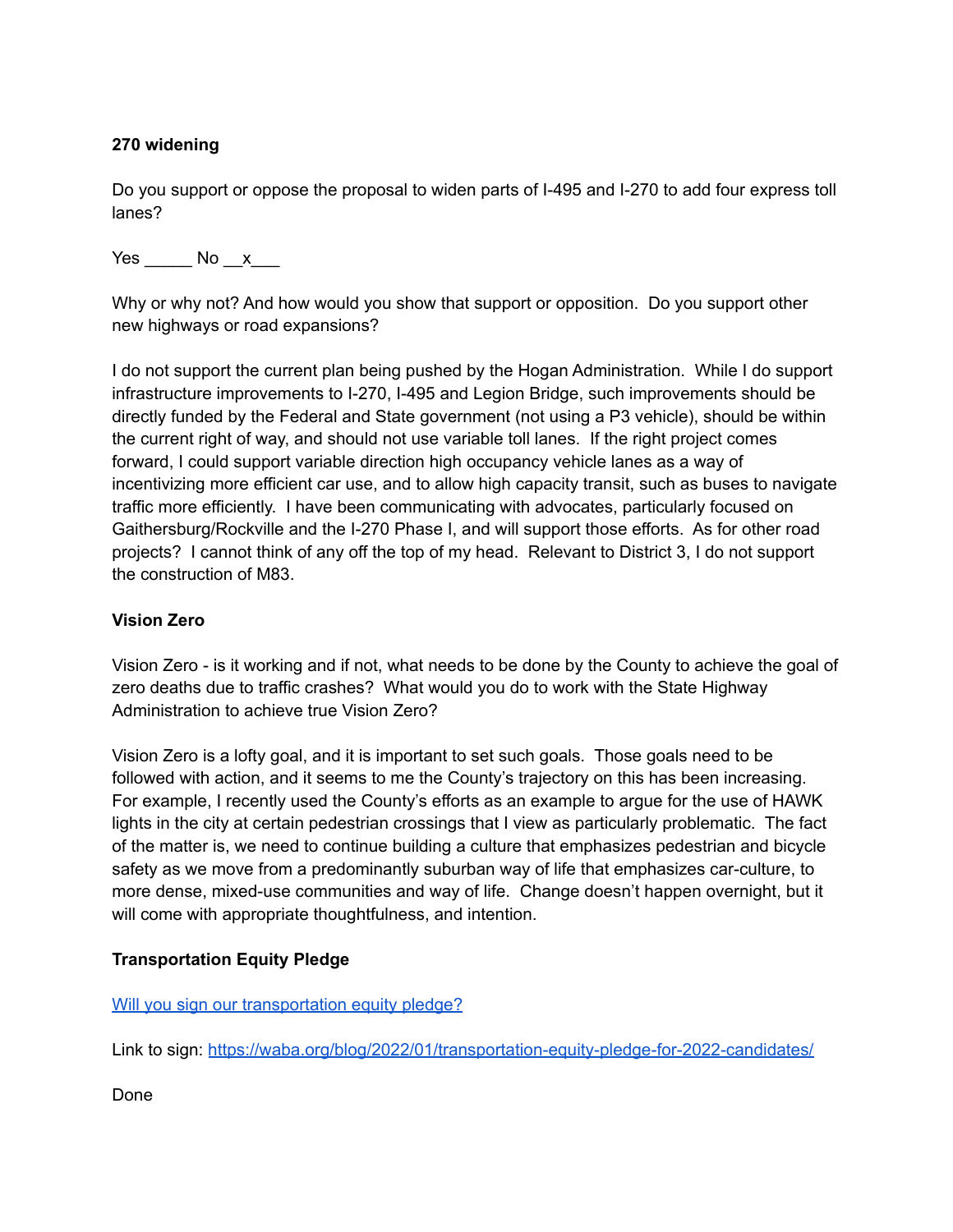**270 widening**

Do you support or oppose the proposal to widen parts of I-495 and I-270 to add four express toll lanes?

Yes _____ No __x___

Why or why not? And how would you show that support or opposition. Do you support other new highways or road expansions?

I do not support the current plan being pushed by the Hogan Administration. While I do support infrastructure improvements to I-270, I-495 and Legion Bridge, such improvements should be directly funded by the Federal and State government (not using a P3 vehicle), should be within the current right of way, and should not use variable toll lanes. If the right project comes forward, I could support variable direction high occupancy vehicle lanes as a way of incentivizing more efficient car use, and to allow high capacity transit, such as buses to navigate traffic more efficiently. I have been communicating with advocates, particularly focused on Gaithersburg/Rockville and the I-270 Phase I, and will support those efforts. As for other road projects? I cannot think of any off the top of my head. Relevant to District 3, I do not support the construction of M83.

**Vision Zero**

Vision Zero - is it working and if not, what needs to be done by the County to achieve the goal of zero deaths due to traffic crashes? What would you do to work with the State Highway Administration to achieve true Vision Zero?

Vision Zero is a lofty goal, and it is important to set such goals. Those goals need to be followed with action, and it seems to me the County's trajectory on this has been increasing. For example, I recently used the County's efforts as an example to argue for the use of HAWK lights in the city at certain pedestrian crossings that I view as particularly problematic. The fact of the matter is, we need to continue building a culture that emphasizes pedestrian and bicycle safety as we move from a predominantly suburban way of life that emphasizes car-culture, to more dense, mixed-use communities and way of life. Change doesn't happen overnight, but it will come with appropriate thoughtfulness, and intention.

**Transportation Equity Pledge**

Will you sign our transportation equity pledge?

Link to sign: https://waba.org/blog/2022/01/transportation-equity-pledge-for-2022-candidates/

Done